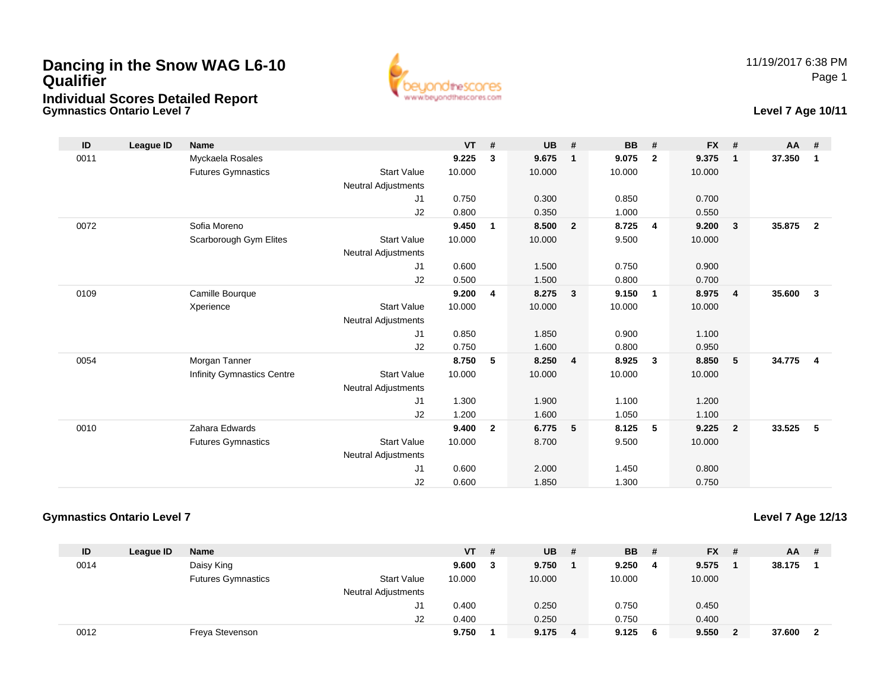# Dancing in the Snow WAG L6-10 Qualifier

## Individual Scores Detailed Report

**Gymnastics Ontario Level 7**

11/19/2017 6:38 PM

**Level 7 Age 10/11**

| ID | League ID | Name | | VT | # | UB | # | BB | # | FX | # | AA | # |
|---|---|---|---|---|---|---|---|---|---|---|---|---|---|
| 0011 | | Myckaela Rosales | | **9.225** | **3** | **9.675** | **1** | **9.075** | **2** | **9.375** | **1** | **37.350** | **1** |
| | | Futures Gymnastics | Start Value | 10.000 | | 10.000 | | 10.000 | | 10.000 | | | |
| | | | Neutral Adjustments | | | | | | | | | | |
| | | | J1 | 0.750 | | 0.300 | | 0.850 | | 0.700 | | | |
| | | | J2 | 0.800 | | 0.350 | | 1.000 | | 0.550 | | | |
| 0072 | | Sofia Moreno | | **9.450** | **1** | **8.500** | **2** | **8.725** | **4** | **9.200** | **3** | **35.875** | **2** |
| | | Scarborough Gym Elites | Start Value | 10.000 | | 10.000 | | 9.500 | | 10.000 | | | |
| | | | Neutral Adjustments | | | | | | | | | | |
| | | | J1 | 0.600 | | 1.500 | | 0.750 | | 0.900 | | | |
| | | | J2 | 0.500 | | 1.500 | | 0.800 | | 0.700 | | | |
| 0109 | | Camille Bourque | | **9.200** | **4** | **8.275** | **3** | **9.150** | **1** | **8.975** | **4** | **35.600** | **3** |
| | | Xperience | Start Value | 10.000 | | 10.000 | | 10.000 | | 10.000 | | | |
| | | | Neutral Adjustments | | | | | | | | | | |
| | | | J1 | 0.850 | | 1.850 | | 0.900 | | 1.100 | | | |
| | | | J2 | 0.750 | | 1.600 | | 0.800 | | 0.950 | | | |
| 0054 | | Morgan Tanner | | **8.750** | **5** | **8.250** | **4** | **8.925** | **3** | **8.850** | **5** | **34.775** | **4** |
| | | Infinity Gymnastics Centre | Start Value | 10.000 | | 10.000 | | 10.000 | | 10.000 | | | |
| | | | Neutral Adjustments | | | | | | | | | | |
| | | | J1 | 1.300 | | 1.900 | | 1.100 | | 1.200 | | | |
| | | | J2 | 1.200 | | 1.600 | | 1.050 | | 1.100 | | | |
| 0010 | | Zahara Edwards | | **9.400** | **2** | **6.775** | **5** | **8.125** | **5** | **9.225** | **2** | **33.525** | **5** |
| | | Futures Gymnastics | Start Value | 10.000 | | 8.700 | | 9.500 | | 10.000 | | | |
| | | | Neutral Adjustments | | | | | | | | | | |
| | | | J1 | 0.600 | | 2.000 | | 1.450 | | 0.800 | | | |
| | | | J2 | 0.600 | | 1.850 | | 1.300 | | 0.750 | | | |

**Gymnastics Ontario Level 7**

**Level 7 Age 12/13**

| ID | League ID | Name | | VT | # | UB | # | BB | # | FX | # | AA | # |
|---|---|---|---|---|---|---|---|---|---|---|---|---|---|
| 0014 | | Daisy King | | **9.600** | **3** | **9.750** | **1** | **9.250** | **4** | **9.575** | **1** | **38.175** | **1** |
| | | Futures Gymnastics | Start Value | 10.000 | | 10.000 | | 10.000 | | 10.000 | | | |
| | | | Neutral Adjustments | | | | | | | | | | |
| | | | J1 | 0.400 | | 0.250 | | 0.750 | | 0.450 | | | |
| | | | J2 | 0.400 | | 0.250 | | 0.750 | | 0.400 | | | |
| 0012 | | Freya Stevenson | | **9.750** | **1** | **9.175** | **4** | **9.125** | **6** | **9.550** | **2** | **37.600** | **2** |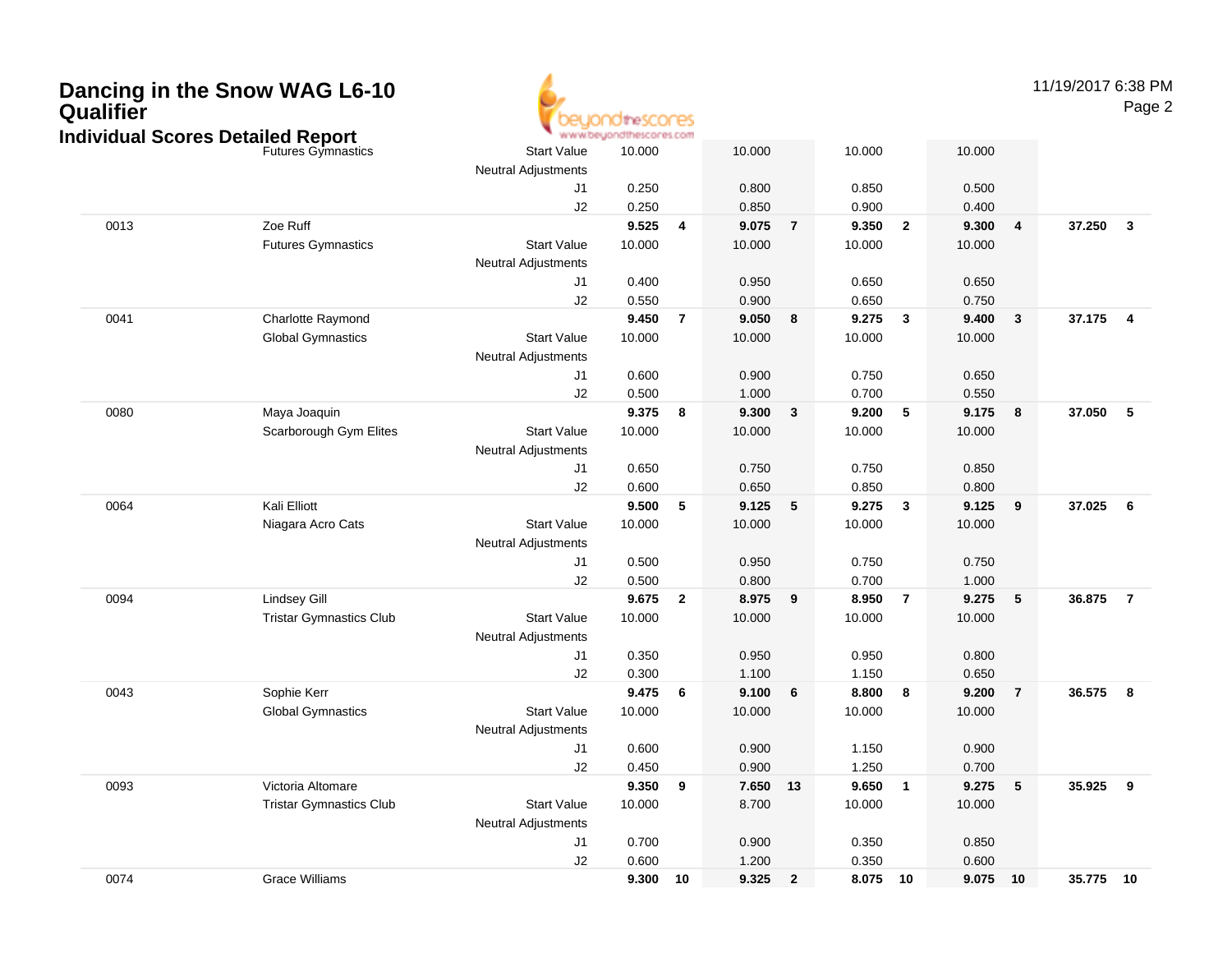# Dancing in the Snow WAG L6-10 Qualifier

## Individual Scores Detailed Report

| # | Name | | Vault | | Bars | | Beam | | Floor | | AA | |
|---|---|---|---|---|---|---|---|---|---|---|---|---|
| | Futures Gymnastics | Start Value | 10.000 | | 10.000 | | 10.000 | | 10.000 | | | |
| | | Neutral Adjustments | | | | | | | | | | |
| | | J1 | 0.250 | | 0.800 | | 0.850 | | 0.500 | | | |
| | | J2 | 0.250 | | 0.850 | | 0.900 | | 0.400 | | | |
| 0013 | Zoe Ruff | | **9.525** | **4** | **9.075** | **7** | **9.350** | **2** | **9.300** | **4** | **37.250** | **3** |
| | Futures Gymnastics | Start Value | 10.000 | | 10.000 | | 10.000 | | 10.000 | | | |
| | | Neutral Adjustments | | | | | | | | | | |
| | | J1 | 0.400 | | 0.950 | | 0.650 | | 0.650 | | | |
| | | J2 | 0.550 | | 0.900 | | 0.650 | | 0.750 | | | |
| 0041 | Charlotte Raymond | | **9.450** | **7** | **9.050** | **8** | **9.275** | **3** | **9.400** | **3** | **37.175** | **4** |
| | Global Gymnastics | Start Value | 10.000 | | 10.000 | | 10.000 | | 10.000 | | | |
| | | Neutral Adjustments | | | | | | | | | | |
| | | J1 | 0.600 | | 0.900 | | 0.750 | | 0.650 | | | |
| | | J2 | 0.500 | | 1.000 | | 0.700 | | 0.550 | | | |
| 0080 | Maya Joaquin | | **9.375** | **8** | **9.300** | **3** | **9.200** | **5** | **9.175** | **8** | **37.050** | **5** |
| | Scarborough Gym Elites | Start Value | 10.000 | | 10.000 | | 10.000 | | 10.000 | | | |
| | | Neutral Adjustments | | | | | | | | | | |
| | | J1 | 0.650 | | 0.750 | | 0.750 | | 0.850 | | | |
| | | J2 | 0.600 | | 0.650 | | 0.850 | | 0.800 | | | |
| 0064 | Kali Elliott | | **9.500** | **5** | **9.125** | **5** | **9.275** | **3** | **9.125** | **9** | **37.025** | **6** |
| | Niagara Acro Cats | Start Value | 10.000 | | 10.000 | | 10.000 | | 10.000 | | | |
| | | Neutral Adjustments | | | | | | | | | | |
| | | J1 | 0.500 | | 0.950 | | 0.750 | | 0.750 | | | |
| | | J2 | 0.500 | | 0.800 | | 0.700 | | 1.000 | | | |
| 0094 | Lindsey Gill | | **9.675** | **2** | **8.975** | **9** | **8.950** | **7** | **9.275** | **5** | **36.875** | **7** |
| | Tristar Gymnastics Club | Start Value | 10.000 | | 10.000 | | 10.000 | | 10.000 | | | |
| | | Neutral Adjustments | | | | | | | | | | |
| | | J1 | 0.350 | | 0.950 | | 0.950 | | 0.800 | | | |
| | | J2 | 0.300 | | 1.100 | | 1.150 | | 0.650 | | | |
| 0043 | Sophie Kerr | | **9.475** | **6** | **9.100** | **6** | **8.800** | **8** | **9.200** | **7** | **36.575** | **8** |
| | Global Gymnastics | Start Value | 10.000 | | 10.000 | | 10.000 | | 10.000 | | | |
| | | Neutral Adjustments | | | | | | | | | | |
| | | J1 | 0.600 | | 0.900 | | 1.150 | | 0.900 | | | |
| | | J2 | 0.450 | | 0.900 | | 1.250 | | 0.700 | | | |
| 0093 | Victoria Altomare | | **9.350** | **9** | **7.650** | **13** | **9.650** | **1** | **9.275** | **5** | **35.925** | **9** |
| | Tristar Gymnastics Club | Start Value | 10.000 | | 8.700 | | 10.000 | | 10.000 | | | |
| | | Neutral Adjustments | | | | | | | | | | |
| | | J1 | 0.700 | | 0.900 | | 0.350 | | 0.850 | | | |
| | | J2 | 0.600 | | 1.200 | | 0.350 | | 0.600 | | | |
| 0074 | Grace Williams | | **9.300** | **10** | **9.325** | **2** | **8.075** | **10** | **9.075** | **10** | **35.775** | **10** |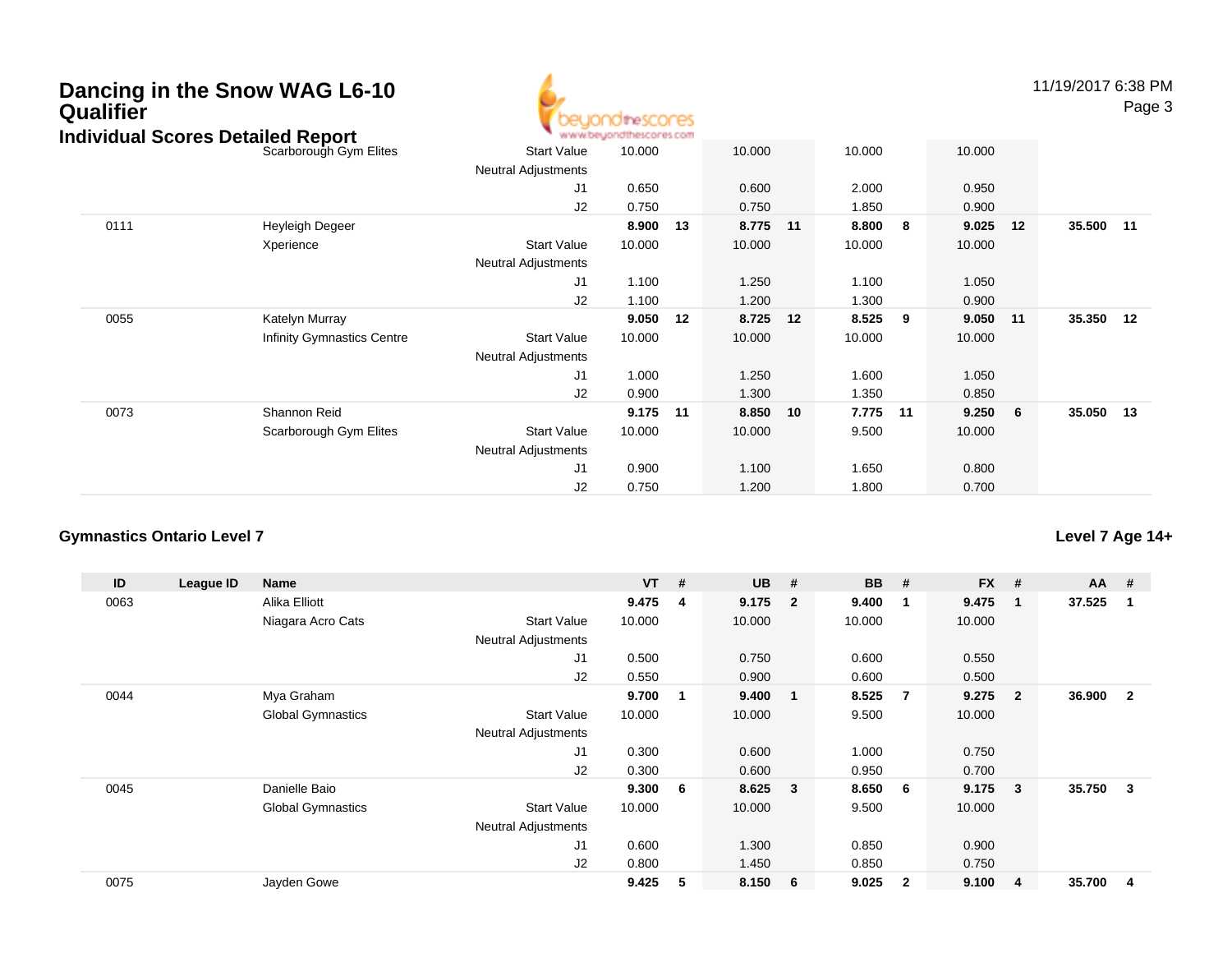# Dancing in the Snow WAG L6-10 Qualifier

## Individual Scores Detailed Report

| ID | League ID | Name | | VT | # | UB | # | BB | # | FX | # | AA | # |
|---|---|---|---|---|---|---|---|---|---|---|---|---|---|
| | | Scarborough Gym Elites | Start Value | 10.000 | | 10.000 | | 10.000 | | 10.000 | | | |
| | | | Neutral Adjustments | | | | | | | | | | |
| | | | J1 | 0.650 | | 0.600 | | 2.000 | | 0.950 | | | |
| | | | J2 | 0.750 | | 0.750 | | 1.850 | | 0.900 | | | |
| 0111 | | Heyleigh Degeer | | **8.900** | **13** | **8.775** | **11** | **8.800** | **8** | **9.025** | **12** | **35.500** | **11** |
| | | Xperience | Start Value | 10.000 | | 10.000 | | 10.000 | | 10.000 | | | |
| | | | Neutral Adjustments | | | | | | | | | | |
| | | | J1 | 1.100 | | 1.250 | | 1.100 | | 1.050 | | | |
| | | | J2 | 1.100 | | 1.200 | | 1.300 | | 0.900 | | | |
| 0055 | | Katelyn Murray | | **9.050** | **12** | **8.725** | **12** | **8.525** | **9** | **9.050** | **11** | **35.350** | **12** |
| | | Infinity Gymnastics Centre | Start Value | 10.000 | | 10.000 | | 10.000 | | 10.000 | | | |
| | | | Neutral Adjustments | | | | | | | | | | |
| | | | J1 | 1.000 | | 1.250 | | 1.600 | | 1.050 | | | |
| | | | J2 | 0.900 | | 1.300 | | 1.350 | | 0.850 | | | |
| 0073 | | Shannon Reid | | **9.175** | **11** | **8.850** | **10** | **7.775** | **11** | **9.250** | **6** | **35.050** | **13** |
| | | Scarborough Gym Elites | Start Value | 10.000 | | 10.000 | | 9.500 | | 10.000 | | | |
| | | | Neutral Adjustments | | | | | | | | | | |
| | | | J1 | 0.900 | | 1.100 | | 1.650 | | 0.800 | | | |
| | | | J2 | 0.750 | | 1.200 | | 1.800 | | 0.700 | | | |

### Gymnastics Ontario Level 7

**Level 7 Age 14+**

| ID | League ID | Name | | VT | # | UB | # | BB | # | FX | # | AA | # |
|---|---|---|---|---|---|---|---|---|---|---|---|---|---|
| 0063 | | Alika Elliott | | **9.475** | **4** | **9.175** | **2** | **9.400** | **1** | **9.475** | **1** | **37.525** | **1** |
| | | Niagara Acro Cats | Start Value | 10.000 | | 10.000 | | 10.000 | | 10.000 | | | |
| | | | Neutral Adjustments | | | | | | | | | | |
| | | | J1 | 0.500 | | 0.750 | | 0.600 | | 0.550 | | | |
| | | | J2 | 0.550 | | 0.900 | | 0.600 | | 0.500 | | | |
| 0044 | | Mya Graham | | **9.700** | **1** | **9.400** | **1** | **8.525** | **7** | **9.275** | **2** | **36.900** | **2** |
| | | Global Gymnastics | Start Value | 10.000 | | 10.000 | | 9.500 | | 10.000 | | | |
| | | | Neutral Adjustments | | | | | | | | | | |
| | | | J1 | 0.300 | | 0.600 | | 1.000 | | 0.750 | | | |
| | | | J2 | 0.300 | | 0.600 | | 0.950 | | 0.700 | | | |
| 0045 | | Danielle Baio | | **9.300** | **6** | **8.625** | **3** | **8.650** | **6** | **9.175** | **3** | **35.750** | **3** |
| | | Global Gymnastics | Start Value | 10.000 | | 10.000 | | 9.500 | | 10.000 | | | |
| | | | Neutral Adjustments | | | | | | | | | | |
| | | | J1 | 0.600 | | 1.300 | | 0.850 | | 0.900 | | | |
| | | | J2 | 0.800 | | 1.450 | | 0.850 | | 0.750 | | | |
| 0075 | | Jayden Gowe | | **9.425** | **5** | **8.150** | **6** | **9.025** | **2** | **9.100** | **4** | **35.700** | **4** |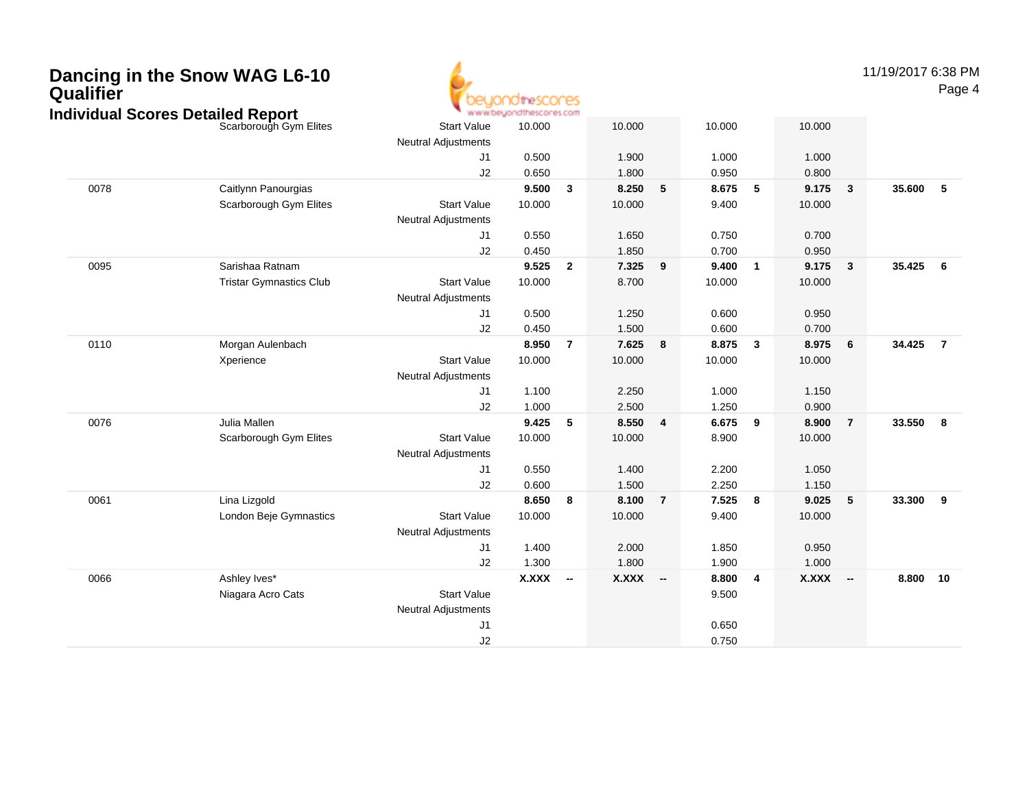# Dancing in the Snow WAG L6-10 Qualifier

## Individual Scores Detailed Report

| | | | | | | | | | | | | |
|---|---|---|---|---|---|---|---|---|---|---|---|---|
| | Scarborough Gym Elites | Start Value | 10.000 | | 10.000 | | 10.000 | | 10.000 | | | |
| | | Neutral Adjustments | | | | | | | | | | |
| | | J1 | 0.500 | | 1.900 | | 1.000 | | 1.000 | | | |
| | | J2 | 0.650 | | 1.800 | | 0.950 | | 0.800 | | | |
| 0078 | Caitlynn Panourgias | | **9.500** | **3** | **8.250** | **5** | **8.675** | **5** | **9.175** | **3** | **35.600** | **5** |
| | Scarborough Gym Elites | Start Value | 10.000 | | 10.000 | | 9.400 | | 10.000 | | | |
| | | Neutral Adjustments | | | | | | | | | | |
| | | J1 | 0.550 | | 1.650 | | 0.750 | | 0.700 | | | |
| | | J2 | 0.450 | | 1.850 | | 0.700 | | 0.950 | | | |
| 0095 | Sarishaa Ratnam | | **9.525** | **2** | **7.325** | **9** | **9.400** | **1** | **9.175** | **3** | **35.425** | **6** |
| | Tristar Gymnastics Club | Start Value | 10.000 | | 8.700 | | 10.000 | | 10.000 | | | |
| | | Neutral Adjustments | | | | | | | | | | |
| | | J1 | 0.500 | | 1.250 | | 0.600 | | 0.950 | | | |
| | | J2 | 0.450 | | 1.500 | | 0.600 | | 0.700 | | | |
| 0110 | Morgan Aulenbach | | **8.950** | **7** | **7.625** | **8** | **8.875** | **3** | **8.975** | **6** | **34.425** | **7** |
| | Xperience | Start Value | 10.000 | | 10.000 | | 10.000 | | 10.000 | | | |
| | | Neutral Adjustments | | | | | | | | | | |
| | | J1 | 1.100 | | 2.250 | | 1.000 | | 1.150 | | | |
| | | J2 | 1.000 | | 2.500 | | 1.250 | | 0.900 | | | |
| 0076 | Julia Mallen | | **9.425** | **5** | **8.550** | **4** | **6.675** | **9** | **8.900** | **7** | **33.550** | **8** |
| | Scarborough Gym Elites | Start Value | 10.000 | | 10.000 | | 8.900 | | 10.000 | | | |
| | | Neutral Adjustments | | | | | | | | | | |
| | | J1 | 0.550 | | 1.400 | | 2.200 | | 1.050 | | | |
| | | J2 | 0.600 | | 1.500 | | 2.250 | | 1.150 | | | |
| 0061 | Lina Lizgold | | **8.650** | **8** | **8.100** | **7** | **7.525** | **8** | **9.025** | **5** | **33.300** | **9** |
| | London Beje Gymnastics | Start Value | 10.000 | | 10.000 | | 9.400 | | 10.000 | | | |
| | | Neutral Adjustments | | | | | | | | | | |
| | | J1 | 1.400 | | 2.000 | | 1.850 | | 0.950 | | | |
| | | J2 | 1.300 | | 1.800 | | 1.900 | | 1.000 | | | |
| 0066 | Ashley Ives* | | **X.XXX** | **--** | **X.XXX** | **--** | **8.800** | **4** | **X.XXX** | **--** | **8.800** | **10** |
| | Niagara Acro Cats | Start Value | | | | | 9.500 | | | | | |
| | | Neutral Adjustments | | | | | | | | | | |
| | | J1 | | | | | 0.650 | | | | | |
| | | J2 | | | | | 0.750 | | | | | |